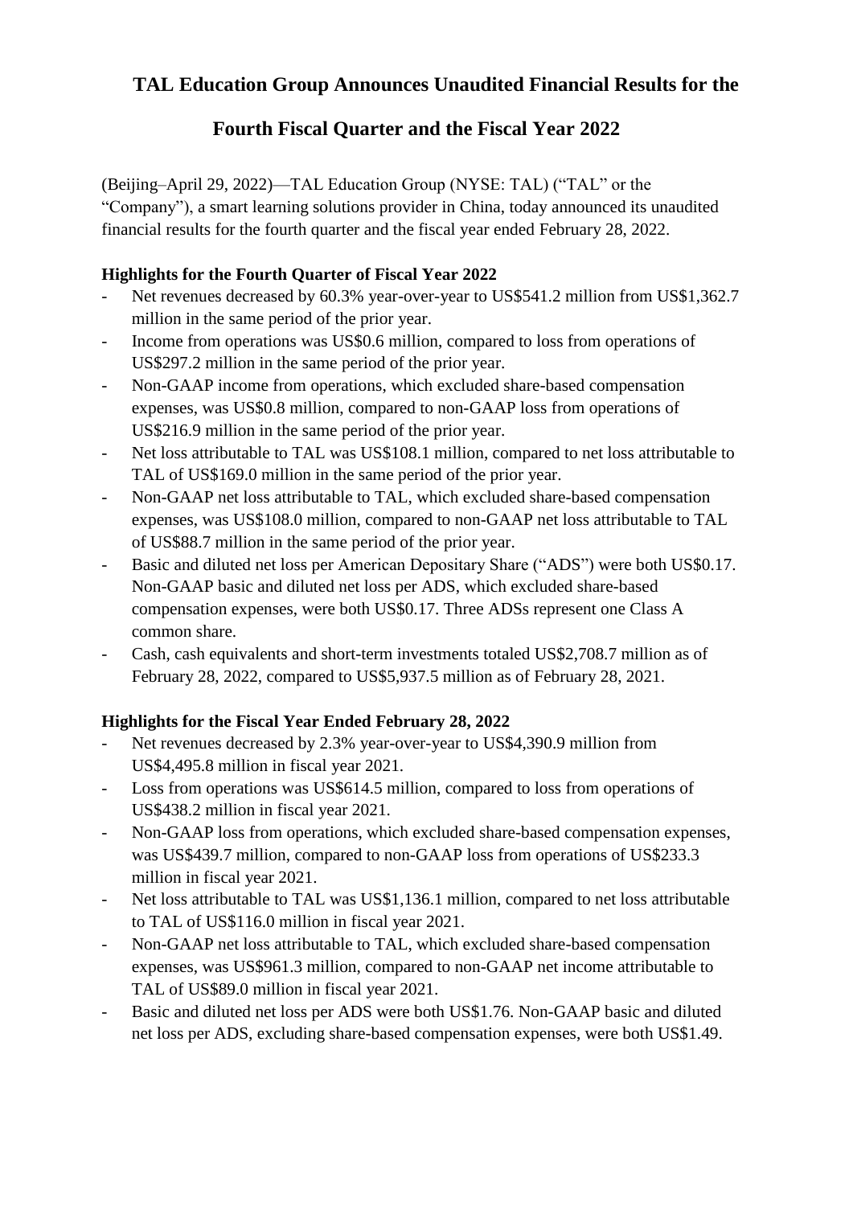# TAL Education Group Announces Unaudited Financial Results for the Fourth Fiscal Quarter and the Fiscal Year 2022

(Beijing–April 29, 2022)—TAL Education Group (NYSE: TAL) ("TAL" or the "Company"), a smart learning solutions provider in China, today announced its unaudited financial results for the fourth quarter and the fiscal year ended February 28, 2022.

**Highlights for the Fourth Quarter of Fiscal Year 2022**

- Net revenues decreased by 60.3% year-over-year to US$541.2 million from US$1,362.7 million in the same period of the prior year.
- Income from operations was US$0.6 million, compared to loss from operations of US$297.2 million in the same period of the prior year.
- Non-GAAP income from operations, which excluded share-based compensation expenses, was US$0.8 million, compared to non-GAAP loss from operations of US$216.9 million in the same period of the prior year.
- Net loss attributable to TAL was US$108.1 million, compared to net loss attributable to TAL of US$169.0 million in the same period of the prior year.
- Non-GAAP net loss attributable to TAL, which excluded share-based compensation expenses, was US$108.0 million, compared to non-GAAP net loss attributable to TAL of US$88.7 million in the same period of the prior year.
- Basic and diluted net loss per American Depositary Share ("ADS") were both US$0.17. Non-GAAP basic and diluted net loss per ADS, which excluded share-based compensation expenses, were both US$0.17. Three ADSs represent one Class A common share.
- Cash, cash equivalents and short-term investments totaled US$2,708.7 million as of February 28, 2022, compared to US$5,937.5 million as of February 28, 2021.

**Highlights for the Fiscal Year Ended February 28, 2022**

- Net revenues decreased by 2.3% year-over-year to US$4,390.9 million from US$4,495.8 million in fiscal year 2021.
- Loss from operations was US$614.5 million, compared to loss from operations of US$438.2 million in fiscal year 2021.
- Non-GAAP loss from operations, which excluded share-based compensation expenses, was US$439.7 million, compared to non-GAAP loss from operations of US$233.3 million in fiscal year 2021.
- Net loss attributable to TAL was US$1,136.1 million, compared to net loss attributable to TAL of US$116.0 million in fiscal year 2021.
- Non-GAAP net loss attributable to TAL, which excluded share-based compensation expenses, was US$961.3 million, compared to non-GAAP net income attributable to TAL of US$89.0 million in fiscal year 2021.
- Basic and diluted net loss per ADS were both US$1.76. Non-GAAP basic and diluted net loss per ADS, excluding share-based compensation expenses, were both US$1.49.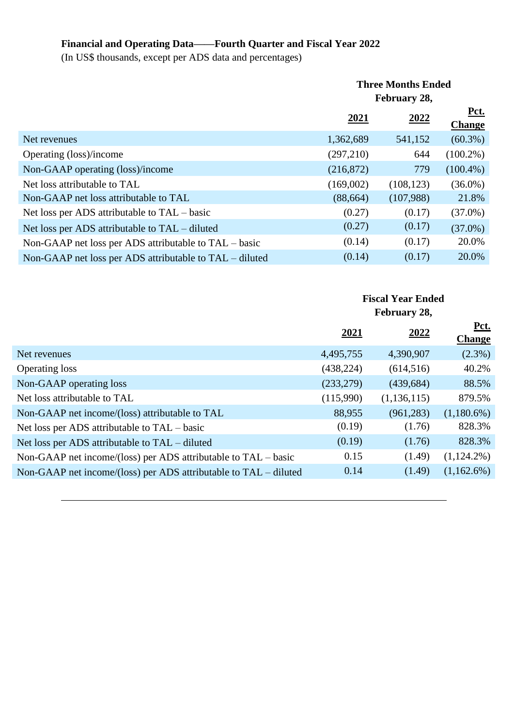**Financial and Operating Data——Fourth Quarter and Fiscal Year 2022**

(In US$ thousands, except per ADS data and percentages)

| | Three Months Ended February 28, | | |
|---|---|---|---|
| | **2021** | **2022** | **Pct. Change** |
| Net revenues | 1,362,689 | 541,152 | (60.3%) |
| Operating (loss)/income | (297,210) | 644 | (100.2%) |
| Non-GAAP operating (loss)/income | (216,872) | 779 | (100.4%) |
| Net loss attributable to TAL | (169,002) | (108,123) | (36.0%) |
| Non-GAAP net loss attributable to TAL | (88,664) | (107,988) | 21.8% |
| Net loss per ADS attributable to TAL – basic | (0.27) | (0.17) | (37.0%) |
| Net loss per ADS attributable to TAL – diluted | (0.27) | (0.17) | (37.0%) |
| Non-GAAP net loss per ADS attributable to TAL – basic | (0.14) | (0.17) | 20.0% |
| Non-GAAP net loss per ADS attributable to TAL – diluted | (0.14) | (0.17) | 20.0% |

| | Fiscal Year Ended February 28, | | |
|---|---|---|---|
| | **2021** | **2022** | **Pct. Change** |
| Net revenues | 4,495,755 | 4,390,907 | (2.3%) |
| Operating loss | (438,224) | (614,516) | 40.2% |
| Non-GAAP operating loss | (233,279) | (439,684) | 88.5% |
| Net loss attributable to TAL | (115,990) | (1,136,115) | 879.5% |
| Non-GAAP net income/(loss) attributable to TAL | 88,955 | (961,283) | (1,180.6%) |
| Net loss per ADS attributable to TAL – basic | (0.19) | (1.76) | 828.3% |
| Net loss per ADS attributable to TAL – diluted | (0.19) | (1.76) | 828.3% |
| Non-GAAP net income/(loss) per ADS attributable to TAL – basic | 0.15 | (1.49) | (1,124.2%) |
| Non-GAAP net income/(loss) per ADS attributable to TAL – diluted | 0.14 | (1.49) | (1,162.6%) |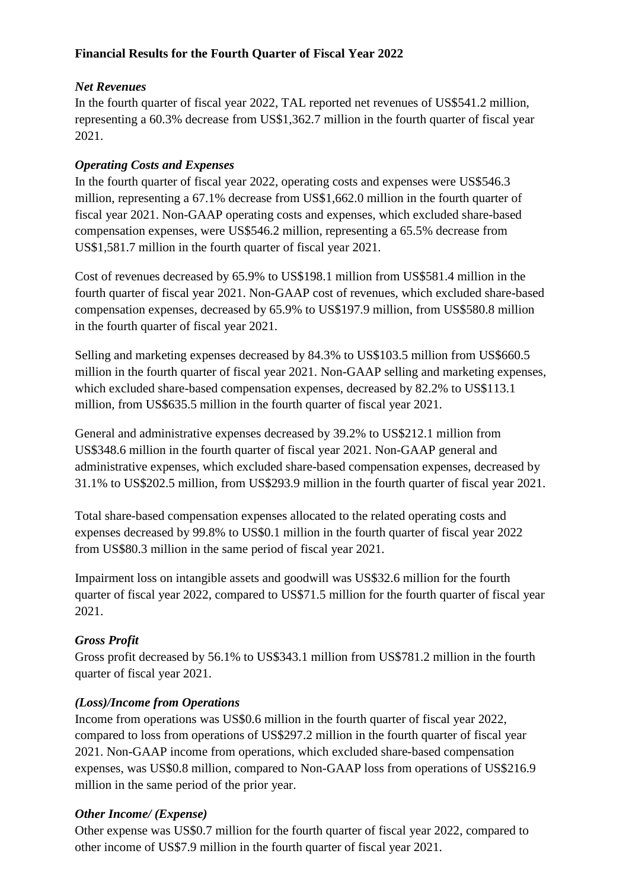**Financial Results for the Fourth Quarter of Fiscal Year 2022**

***Net Revenues***

In the fourth quarter of fiscal year 2022, TAL reported net revenues of US$541.2 million, representing a 60.3% decrease from US$1,362.7 million in the fourth quarter of fiscal year 2021.

***Operating Costs and Expenses***

In the fourth quarter of fiscal year 2022, operating costs and expenses were US$546.3 million, representing a 67.1% decrease from US$1,662.0 million in the fourth quarter of fiscal year 2021. Non-GAAP operating costs and expenses, which excluded share-based compensation expenses, were US$546.2 million, representing a 65.5% decrease from US$1,581.7 million in the fourth quarter of fiscal year 2021.

Cost of revenues decreased by 65.9% to US$198.1 million from US$581.4 million in the fourth quarter of fiscal year 2021. Non-GAAP cost of revenues, which excluded share-based compensation expenses, decreased by 65.9% to US$197.9 million, from US$580.8 million in the fourth quarter of fiscal year 2021.

Selling and marketing expenses decreased by 84.3% to US$103.5 million from US$660.5 million in the fourth quarter of fiscal year 2021. Non-GAAP selling and marketing expenses, which excluded share-based compensation expenses, decreased by 82.2% to US$113.1 million, from US$635.5 million in the fourth quarter of fiscal year 2021.

General and administrative expenses decreased by 39.2% to US$212.1 million from US$348.6 million in the fourth quarter of fiscal year 2021. Non-GAAP general and administrative expenses, which excluded share-based compensation expenses, decreased by 31.1% to US$202.5 million, from US$293.9 million in the fourth quarter of fiscal year 2021.

Total share-based compensation expenses allocated to the related operating costs and expenses decreased by 99.8% to US$0.1 million in the fourth quarter of fiscal year 2022 from US$80.3 million in the same period of fiscal year 2021.

Impairment loss on intangible assets and goodwill was US$32.6 million for the fourth quarter of fiscal year 2022, compared to US$71.5 million for the fourth quarter of fiscal year 2021.

***Gross Profit***

Gross profit decreased by 56.1% to US$343.1 million from US$781.2 million in the fourth quarter of fiscal year 2021.

***(Loss)/Income from Operations***

Income from operations was US$0.6 million in the fourth quarter of fiscal year 2022, compared to loss from operations of US$297.2 million in the fourth quarter of fiscal year 2021. Non-GAAP income from operations, which excluded share-based compensation expenses, was US$0.8 million, compared to Non-GAAP loss from operations of US$216.9 million in the same period of the prior year.

***Other Income/ (Expense)***

Other expense was US$0.7 million for the fourth quarter of fiscal year 2022, compared to other income of US$7.9 million in the fourth quarter of fiscal year 2021.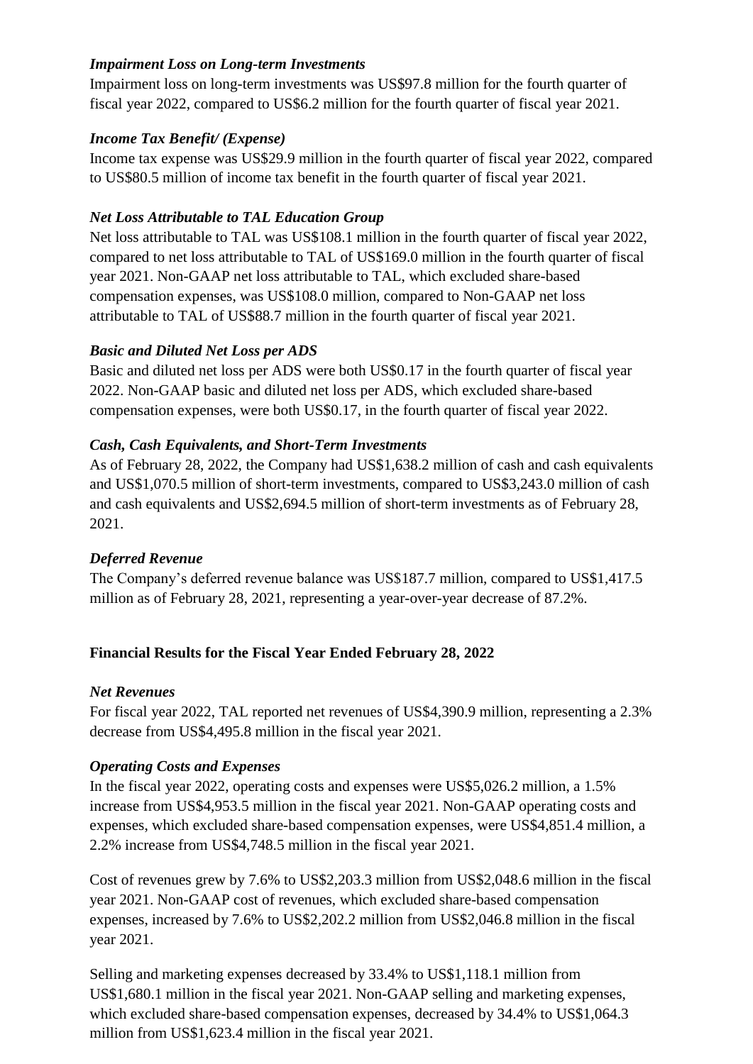### *Impairment Loss on Long-term Investments*

Impairment loss on long-term investments was US$97.8 million for the fourth quarter of fiscal year 2022, compared to US$6.2 million for the fourth quarter of fiscal year 2021.

### *Income Tax Benefit/ (Expense)*

Income tax expense was US$29.9 million in the fourth quarter of fiscal year 2022, compared to US$80.5 million of income tax benefit in the fourth quarter of fiscal year 2021.

### *Net Loss Attributable to TAL Education Group*

Net loss attributable to TAL was US$108.1 million in the fourth quarter of fiscal year 2022, compared to net loss attributable to TAL of US$169.0 million in the fourth quarter of fiscal year 2021. Non-GAAP net loss attributable to TAL, which excluded share-based compensation expenses, was US$108.0 million, compared to Non-GAAP net loss attributable to TAL of US$88.7 million in the fourth quarter of fiscal year 2021.

### *Basic and Diluted Net Loss per ADS*

Basic and diluted net loss per ADS were both US$0.17 in the fourth quarter of fiscal year 2022. Non-GAAP basic and diluted net loss per ADS, which excluded share-based compensation expenses, were both US$0.17, in the fourth quarter of fiscal year 2022.

### *Cash, Cash Equivalents, and Short-Term Investments*

As of February 28, 2022, the Company had US$1,638.2 million of cash and cash equivalents and US$1,070.5 million of short-term investments, compared to US$3,243.0 million of cash and cash equivalents and US$2,694.5 million of short-term investments as of February 28, 2021.

### *Deferred Revenue*

The Company's deferred revenue balance was US$187.7 million, compared to US$1,417.5 million as of February 28, 2021, representing a year-over-year decrease of 87.2%.

## Financial Results for the Fiscal Year Ended February 28, 2022

### *Net Revenues*

For fiscal year 2022, TAL reported net revenues of US$4,390.9 million, representing a 2.3% decrease from US$4,495.8 million in the fiscal year 2021.

### *Operating Costs and Expenses*

In the fiscal year 2022, operating costs and expenses were US$5,026.2 million, a 1.5% increase from US$4,953.5 million in the fiscal year 2021. Non-GAAP operating costs and expenses, which excluded share-based compensation expenses, were US$4,851.4 million, a 2.2% increase from US$4,748.5 million in the fiscal year 2021.

Cost of revenues grew by 7.6% to US$2,203.3 million from US$2,048.6 million in the fiscal year 2021. Non-GAAP cost of revenues, which excluded share-based compensation expenses, increased by 7.6% to US$2,202.2 million from US$2,046.8 million in the fiscal year 2021.

Selling and marketing expenses decreased by 33.4% to US$1,118.1 million from US$1,680.1 million in the fiscal year 2021. Non-GAAP selling and marketing expenses, which excluded share-based compensation expenses, decreased by 34.4% to US$1,064.3 million from US$1,623.4 million in the fiscal year 2021.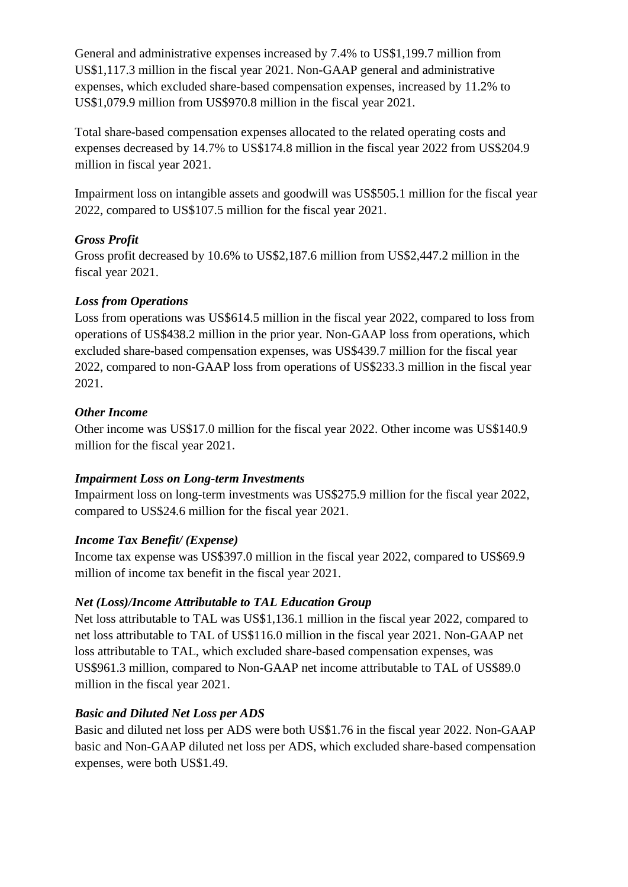General and administrative expenses increased by 7.4% to US$1,199.7 million from US$1,117.3 million in the fiscal year 2021. Non-GAAP general and administrative expenses, which excluded share-based compensation expenses, increased by 11.2% to US$1,079.9 million from US$970.8 million in the fiscal year 2021.

Total share-based compensation expenses allocated to the related operating costs and expenses decreased by 14.7% to US$174.8 million in the fiscal year 2022 from US$204.9 million in fiscal year 2021.

Impairment loss on intangible assets and goodwill was US$505.1 million for the fiscal year 2022, compared to US$107.5 million for the fiscal year 2021.

***Gross Profit***

Gross profit decreased by 10.6% to US$2,187.6 million from US$2,447.2 million in the fiscal year 2021.

***Loss from Operations***

Loss from operations was US$614.5 million in the fiscal year 2022, compared to loss from operations of US$438.2 million in the prior year. Non-GAAP loss from operations, which excluded share-based compensation expenses, was US$439.7 million for the fiscal year 2022, compared to non-GAAP loss from operations of US$233.3 million in the fiscal year 2021.

***Other Income***

Other income was US$17.0 million for the fiscal year 2022. Other income was US$140.9 million for the fiscal year 2021.

***Impairment Loss on Long-term Investments***

Impairment loss on long-term investments was US$275.9 million for the fiscal year 2022, compared to US$24.6 million for the fiscal year 2021.

***Income Tax Benefit/ (Expense)***

Income tax expense was US$397.0 million in the fiscal year 2022, compared to US$69.9 million of income tax benefit in the fiscal year 2021.

***Net (Loss)/Income Attributable to TAL Education Group***

Net loss attributable to TAL was US$1,136.1 million in the fiscal year 2022, compared to net loss attributable to TAL of US$116.0 million in the fiscal year 2021. Non-GAAP net loss attributable to TAL, which excluded share-based compensation expenses, was US$961.3 million, compared to Non-GAAP net income attributable to TAL of US$89.0 million in the fiscal year 2021.

***Basic and Diluted Net Loss per ADS***

Basic and diluted net loss per ADS were both US$1.76 in the fiscal year 2022. Non-GAAP basic and Non-GAAP diluted net loss per ADS, which excluded share-based compensation expenses, were both US$1.49.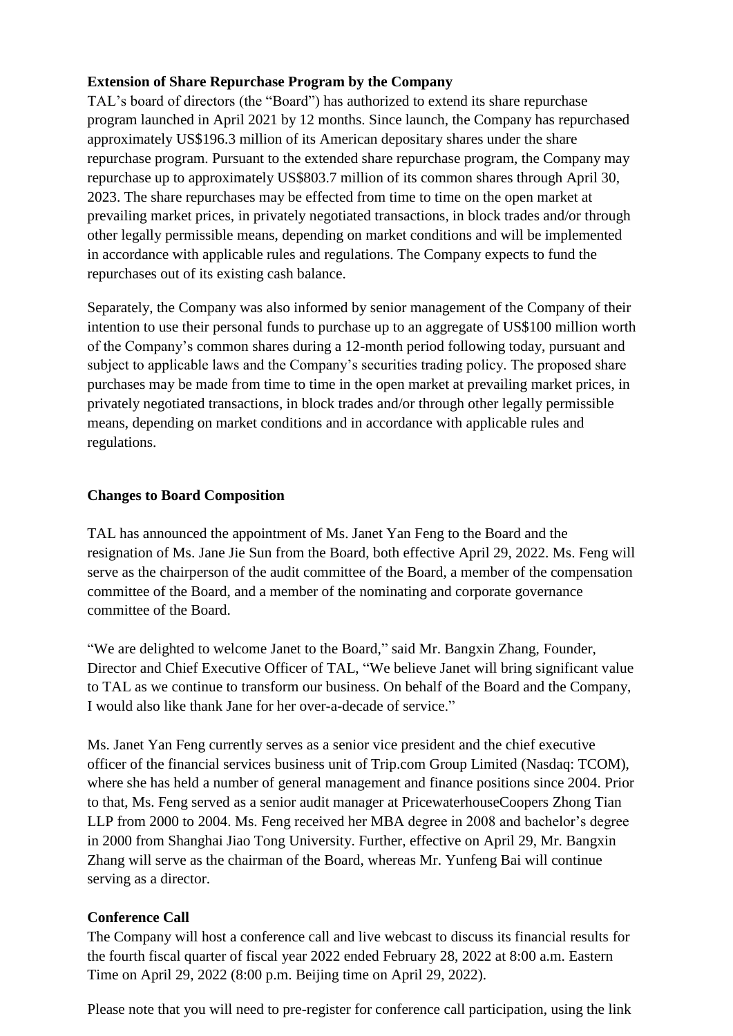**Extension of Share Repurchase Program by the Company**

TAL's board of directors (the "Board") has authorized to extend its share repurchase program launched in April 2021 by 12 months. Since launch, the Company has repurchased approximately US$196.3 million of its American depositary shares under the share repurchase program. Pursuant to the extended share repurchase program, the Company may repurchase up to approximately US$803.7 million of its common shares through April 30, 2023. The share repurchases may be effected from time to time on the open market at prevailing market prices, in privately negotiated transactions, in block trades and/or through other legally permissible means, depending on market conditions and will be implemented in accordance with applicable rules and regulations. The Company expects to fund the repurchases out of its existing cash balance.

Separately, the Company was also informed by senior management of the Company of their intention to use their personal funds to purchase up to an aggregate of US$100 million worth of the Company's common shares during a 12-month period following today, pursuant and subject to applicable laws and the Company's securities trading policy. The proposed share purchases may be made from time to time in the open market at prevailing market prices, in privately negotiated transactions, in block trades and/or through other legally permissible means, depending on market conditions and in accordance with applicable rules and regulations.

**Changes to Board Composition**

TAL has announced the appointment of Ms. Janet Yan Feng to the Board and the resignation of Ms. Jane Jie Sun from the Board, both effective April 29, 2022. Ms. Feng will serve as the chairperson of the audit committee of the Board, a member of the compensation committee of the Board, and a member of the nominating and corporate governance committee of the Board.

"We are delighted to welcome Janet to the Board," said Mr. Bangxin Zhang, Founder, Director and Chief Executive Officer of TAL, "We believe Janet will bring significant value to TAL as we continue to transform our business. On behalf of the Board and the Company, I would also like thank Jane for her over-a-decade of service."

Ms. Janet Yan Feng currently serves as a senior vice president and the chief executive officer of the financial services business unit of Trip.com Group Limited (Nasdaq: TCOM), where she has held a number of general management and finance positions since 2004. Prior to that, Ms. Feng served as a senior audit manager at PricewaterhouseCoopers Zhong Tian LLP from 2000 to 2004. Ms. Feng received her MBA degree in 2008 and bachelor's degree in 2000 from Shanghai Jiao Tong University. Further, effective on April 29, Mr. Bangxin Zhang will serve as the chairman of the Board, whereas Mr. Yunfeng Bai will continue serving as a director.

**Conference Call**

The Company will host a conference call and live webcast to discuss its financial results for the fourth fiscal quarter of fiscal year 2022 ended February 28, 2022 at 8:00 a.m. Eastern Time on April 29, 2022 (8:00 p.m. Beijing time on April 29, 2022).

Please note that you will need to pre-register for conference call participation, using the link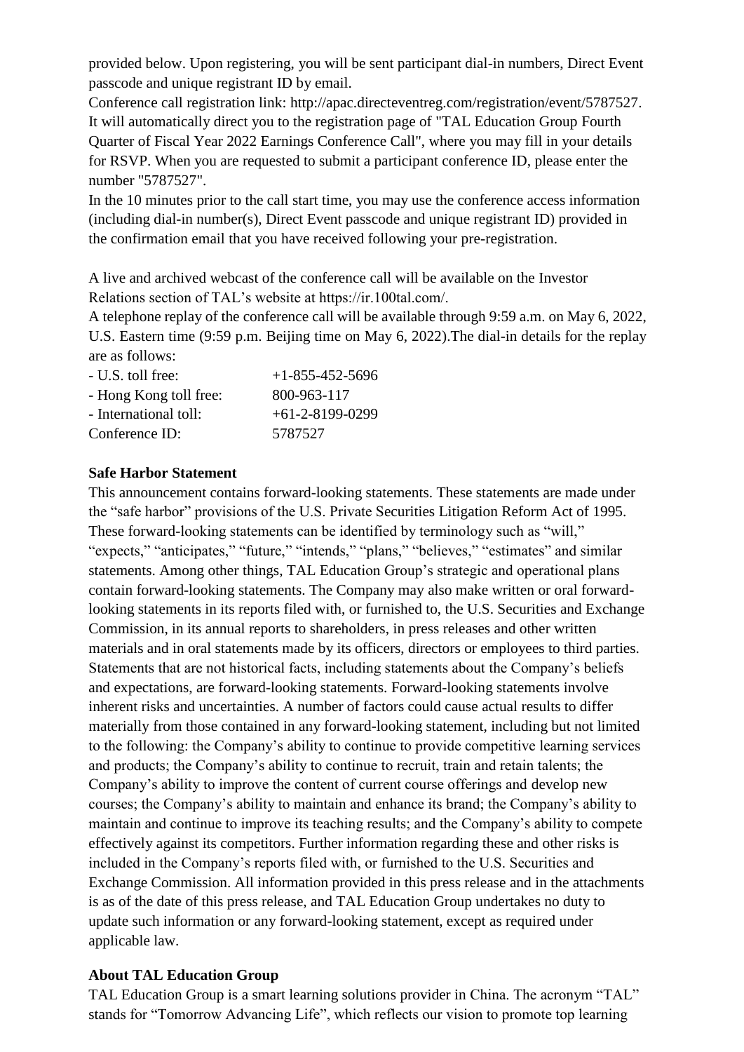provided below. Upon registering, you will be sent participant dial-in numbers, Direct Event passcode and unique registrant ID by email.

Conference call registration link: http://apac.directeventreg.com/registration/event/5787527. It will automatically direct you to the registration page of "TAL Education Group Fourth Quarter of Fiscal Year 2022 Earnings Conference Call", where you may fill in your details for RSVP. When you are requested to submit a participant conference ID, please enter the number "5787527".

In the 10 minutes prior to the call start time, you may use the conference access information (including dial-in number(s), Direct Event passcode and unique registrant ID) provided in the confirmation email that you have received following your pre-registration.

A live and archived webcast of the conference call will be available on the Investor Relations section of TAL's website at https://ir.100tal.com/.

A telephone replay of the conference call will be available through 9:59 a.m. on May 6, 2022, U.S. Eastern time (9:59 p.m. Beijing time on May 6, 2022).The dial-in details for the replay are as follows:

| | |
|---|---|
| - U.S. toll free: | +1-855-452-5696 |
| - Hong Kong toll free: | 800-963-117 |
| - International toll: | +61-2-8199-0299 |
| Conference ID: | 5787527 |

**Safe Harbor Statement**

This announcement contains forward-looking statements. These statements are made under the "safe harbor" provisions of the U.S. Private Securities Litigation Reform Act of 1995. These forward-looking statements can be identified by terminology such as "will," "expects," "anticipates," "future," "intends," "plans," "believes," "estimates" and similar statements. Among other things, TAL Education Group's strategic and operational plans contain forward-looking statements. The Company may also make written or oral forward-looking statements in its reports filed with, or furnished to, the U.S. Securities and Exchange Commission, in its annual reports to shareholders, in press releases and other written materials and in oral statements made by its officers, directors or employees to third parties. Statements that are not historical facts, including statements about the Company's beliefs and expectations, are forward-looking statements. Forward-looking statements involve inherent risks and uncertainties. A number of factors could cause actual results to differ materially from those contained in any forward-looking statement, including but not limited to the following: the Company's ability to continue to provide competitive learning services and products; the Company's ability to continue to recruit, train and retain talents; the Company's ability to improve the content of current course offerings and develop new courses; the Company's ability to maintain and enhance its brand; the Company's ability to maintain and continue to improve its teaching results; and the Company's ability to compete effectively against its competitors. Further information regarding these and other risks is included in the Company's reports filed with, or furnished to the U.S. Securities and Exchange Commission. All information provided in this press release and in the attachments is as of the date of this press release, and TAL Education Group undertakes no duty to update such information or any forward-looking statement, except as required under applicable law.

**About TAL Education Group**

TAL Education Group is a smart learning solutions provider in China. The acronym "TAL" stands for "Tomorrow Advancing Life", which reflects our vision to promote top learning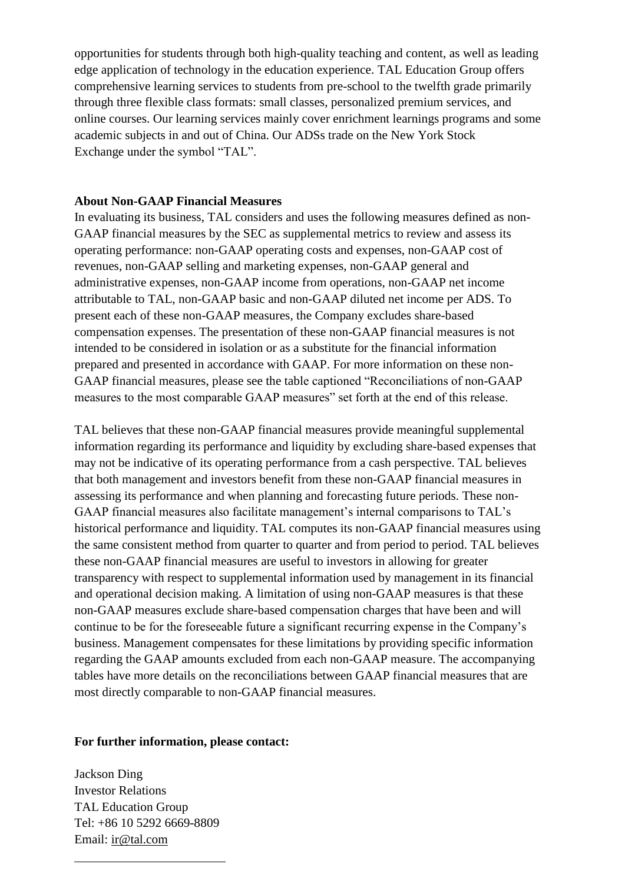opportunities for students through both high-quality teaching and content, as well as leading edge application of technology in the education experience. TAL Education Group offers comprehensive learning services to students from pre-school to the twelfth grade primarily through three flexible class formats: small classes, personalized premium services, and online courses. Our learning services mainly cover enrichment learnings programs and some academic subjects in and out of China. Our ADSs trade on the New York Stock Exchange under the symbol "TAL".

**About Non-GAAP Financial Measures**

In evaluating its business, TAL considers and uses the following measures defined as non-GAAP financial measures by the SEC as supplemental metrics to review and assess its operating performance: non-GAAP operating costs and expenses, non-GAAP cost of revenues, non-GAAP selling and marketing expenses, non-GAAP general and administrative expenses, non-GAAP income from operations, non-GAAP net income attributable to TAL, non-GAAP basic and non-GAAP diluted net income per ADS. To present each of these non-GAAP measures, the Company excludes share-based compensation expenses. The presentation of these non-GAAP financial measures is not intended to be considered in isolation or as a substitute for the financial information prepared and presented in accordance with GAAP. For more information on these non-GAAP financial measures, please see the table captioned "Reconciliations of non-GAAP measures to the most comparable GAAP measures" set forth at the end of this release.

TAL believes that these non-GAAP financial measures provide meaningful supplemental information regarding its performance and liquidity by excluding share-based expenses that may not be indicative of its operating performance from a cash perspective. TAL believes that both management and investors benefit from these non-GAAP financial measures in assessing its performance and when planning and forecasting future periods. These non-GAAP financial measures also facilitate management's internal comparisons to TAL's historical performance and liquidity. TAL computes its non-GAAP financial measures using the same consistent method from quarter to quarter and from period to period. TAL believes these non-GAAP financial measures are useful to investors in allowing for greater transparency with respect to supplemental information used by management in its financial and operational decision making. A limitation of using non-GAAP measures is that these non-GAAP measures exclude share-based compensation charges that have been and will continue to be for the foreseeable future a significant recurring expense in the Company's business. Management compensates for these limitations by providing specific information regarding the GAAP amounts excluded from each non-GAAP measure. The accompanying tables have more details on the reconciliations between GAAP financial measures that are most directly comparable to non-GAAP financial measures.

**For further information, please contact:**

Jackson Ding
Investor Relations
TAL Education Group
Tel: +86 10 5292 6669-8809
Email: ir@tal.com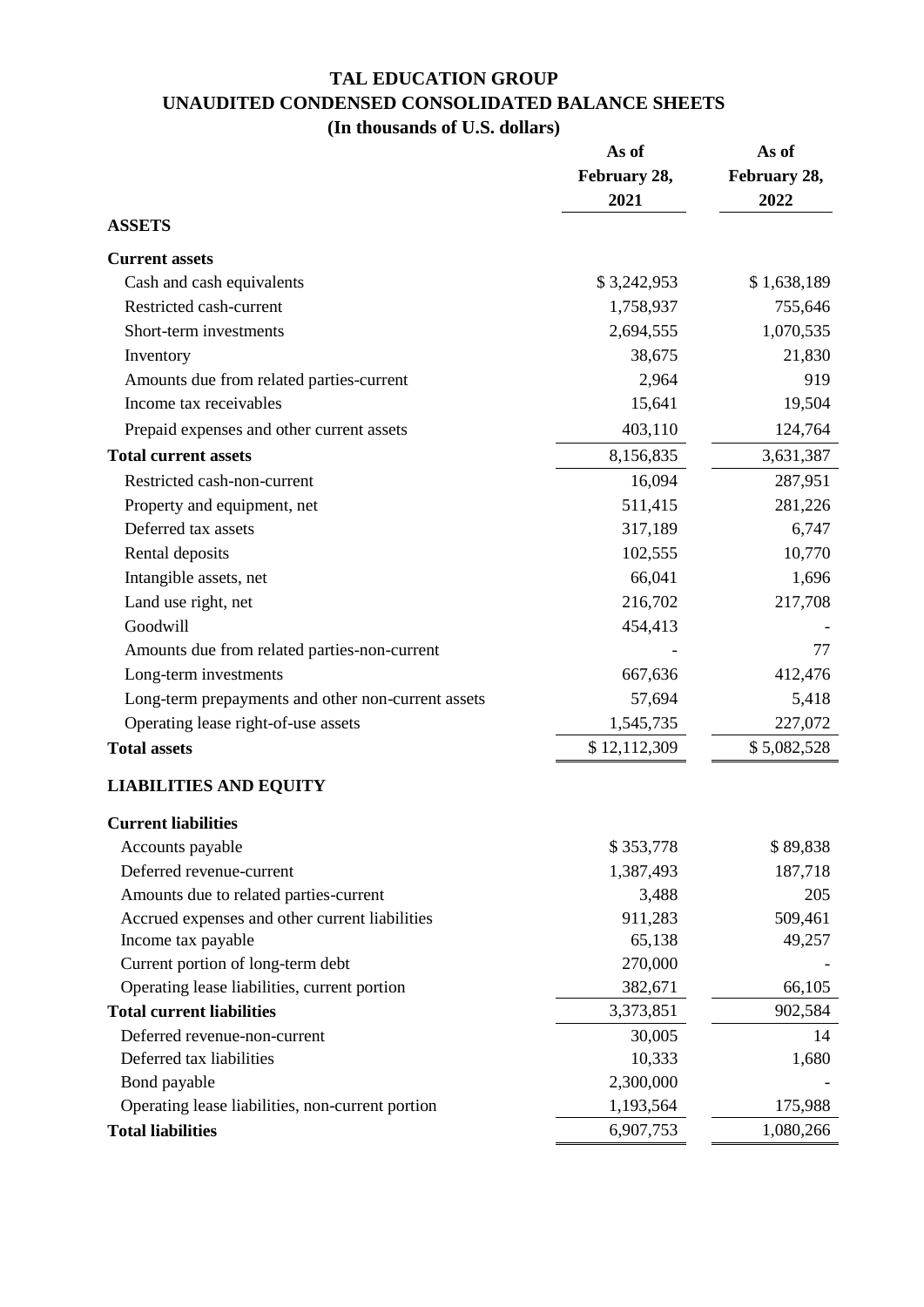# TAL EDUCATION GROUP
## UNAUDITED CONDENSED CONSOLIDATED BALANCE SHEETS
### (In thousands of U.S. dollars)

| | As of February 28, 2021 | As of February 28, 2022 |
|---|---|---|
| **ASSETS** | | |
| **Current assets** | | |
| Cash and cash equivalents | $ 3,242,953 | $ 1,638,189 |
| Restricted cash-current | 1,758,937 | 755,646 |
| Short-term investments | 2,694,555 | 1,070,535 |
| Inventory | 38,675 | 21,830 |
| Amounts due from related parties-current | 2,964 | 919 |
| Income tax receivables | 15,641 | 19,504 |
| Prepaid expenses and other current assets | 403,110 | 124,764 |
| **Total current assets** | 8,156,835 | 3,631,387 |
| Restricted cash-non-current | 16,094 | 287,951 |
| Property and equipment, net | 511,415 | 281,226 |
| Deferred tax assets | 317,189 | 6,747 |
| Rental deposits | 102,555 | 10,770 |
| Intangible assets, net | 66,041 | 1,696 |
| Land use right, net | 216,702 | 217,708 |
| Goodwill | 454,413 | - |
| Amounts due from related parties-non-current | - | 77 |
| Long-term investments | 667,636 | 412,476 |
| Long-term prepayments and other non-current assets | 57,694 | 5,418 |
| Operating lease right-of-use assets | 1,545,735 | 227,072 |
| **Total assets** | $ 12,112,309 | $ 5,082,528 |
| **LIABILITIES AND EQUITY** | | |
| **Current liabilities** | | |
| Accounts payable | $ 353,778 | $ 89,838 |
| Deferred revenue-current | 1,387,493 | 187,718 |
| Amounts due to related parties-current | 3,488 | 205 |
| Accrued expenses and other current liabilities | 911,283 | 509,461 |
| Income tax payable | 65,138 | 49,257 |
| Current portion of long-term debt | 270,000 | - |
| Operating lease liabilities, current portion | 382,671 | 66,105 |
| **Total current liabilities** | 3,373,851 | 902,584 |
| Deferred revenue-non-current | 30,005 | 14 |
| Deferred tax liabilities | 10,333 | 1,680 |
| Bond payable | 2,300,000 | - |
| Operating lease liabilities, non-current portion | 1,193,564 | 175,988 |
| **Total liabilities** | 6,907,753 | 1,080,266 |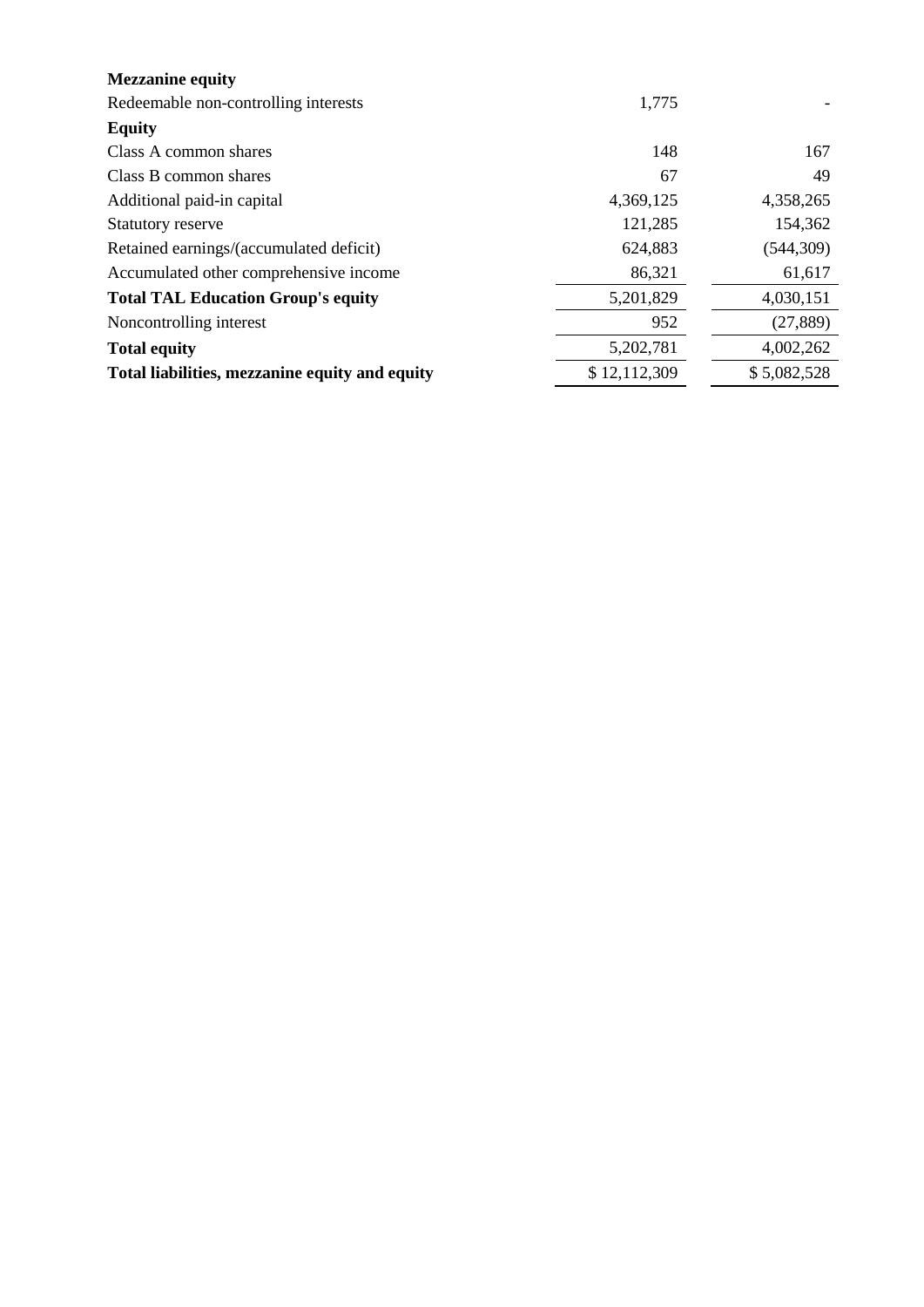| | | |
|---|---|---|
| **Mezzanine equity** | | |
| Redeemable non-controlling interests | 1,775 | - |
| **Equity** | | |
| Class A common shares | 148 | 167 |
| Class B common shares | 67 | 49 |
| Additional paid-in capital | 4,369,125 | 4,358,265 |
| Statutory reserve | 121,285 | 154,362 |
| Retained earnings/(accumulated deficit) | 624,883 | (544,309) |
| Accumulated other comprehensive income | 86,321 | 61,617 |
| **Total TAL Education Group's equity** | 5,201,829 | 4,030,151 |
| Noncontrolling interest | 952 | (27,889) |
| **Total equity** | 5,202,781 | 4,002,262 |
| **Total liabilities, mezzanine equity and equity** | $ 12,112,309 | $ 5,082,528 |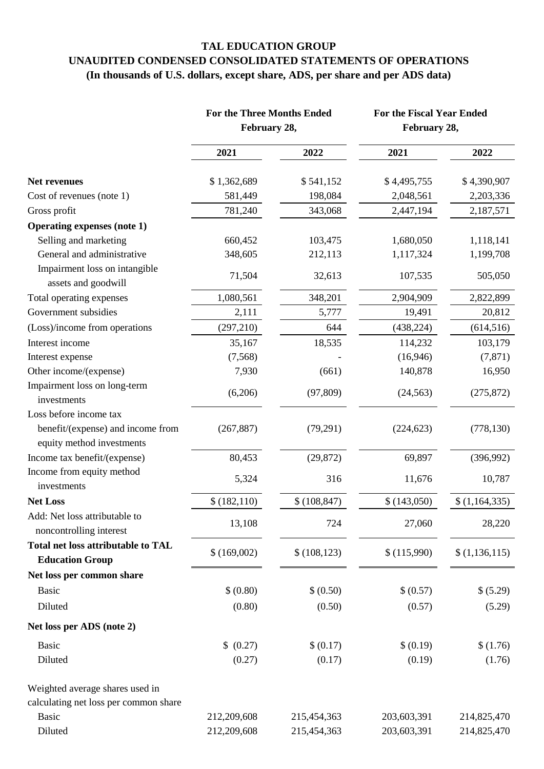# TAL EDUCATION GROUP
## UNAUDITED CONDENSED CONSOLIDATED STATEMENTS OF OPERATIONS
### (In thousands of U.S. dollars, except share, ADS, per share and per ADS data)

| | For the Three Months Ended February 28, | | For the Fiscal Year Ended February 28, | |
|---|---|---|---|---|
| | 2021 | 2022 | 2021 | 2022 |
| **Net revenues** | $ 1,362,689 | $ 541,152 | $ 4,495,755 | $ 4,390,907 |
| Cost of revenues (note 1) | 581,449 | 198,084 | 2,048,561 | 2,203,336 |
| Gross profit | 781,240 | 343,068 | 2,447,194 | 2,187,571 |
| **Operating expenses (note 1)** | | | | |
| Selling and marketing | 660,452 | 103,475 | 1,680,050 | 1,118,141 |
| General and administrative | 348,605 | 212,113 | 1,117,324 | 1,199,708 |
| Impairment loss on intangible assets and goodwill | 71,504 | 32,613 | 107,535 | 505,050 |
| Total operating expenses | 1,080,561 | 348,201 | 2,904,909 | 2,822,899 |
| Government subsidies | 2,111 | 5,777 | 19,491 | 20,812 |
| (Loss)/income from operations | (297,210) | 644 | (438,224) | (614,516) |
| Interest income | 35,167 | 18,535 | 114,232 | 103,179 |
| Interest expense | (7,568) | - | (16,946) | (7,871) |
| Other income/(expense) | 7,930 | (661) | 140,878 | 16,950 |
| Impairment loss on long-term investments | (6,206) | (97,809) | (24,563) | (275,872) |
| Loss before income tax benefit/(expense) and income from equity method investments | (267,887) | (79,291) | (224,623) | (778,130) |
| Income tax benefit/(expense) | 80,453 | (29,872) | 69,897 | (396,992) |
| Income from equity method investments | 5,324 | 316 | 11,676 | 10,787 |
| **Net Loss** | $ (182,110) | $ (108,847) | $ (143,050) | $ (1,164,335) |
| Add: Net loss attributable to noncontrolling interest | 13,108 | 724 | 27,060 | 28,220 |
| **Total net loss attributable to TAL Education Group** | $ (169,002) | $ (108,123) | $ (115,990) | $ (1,136,115) |
| **Net loss per common share** | | | | |
| Basic | $ (0.80) | $ (0.50) | $ (0.57) | $ (5.29) |
| Diluted | (0.80) | (0.50) | (0.57) | (5.29) |
| **Net loss per ADS (note 2)** | | | | |
| Basic | $ (0.27) | $ (0.17) | $ (0.19) | $ (1.76) |
| Diluted | (0.27) | (0.17) | (0.19) | (1.76) |
| Weighted average shares used in calculating net loss per common share | | | | |
| Basic | 212,209,608 | 215,454,363 | 203,603,391 | 214,825,470 |
| Diluted | 212,209,608 | 215,454,363 | 203,603,391 | 214,825,470 |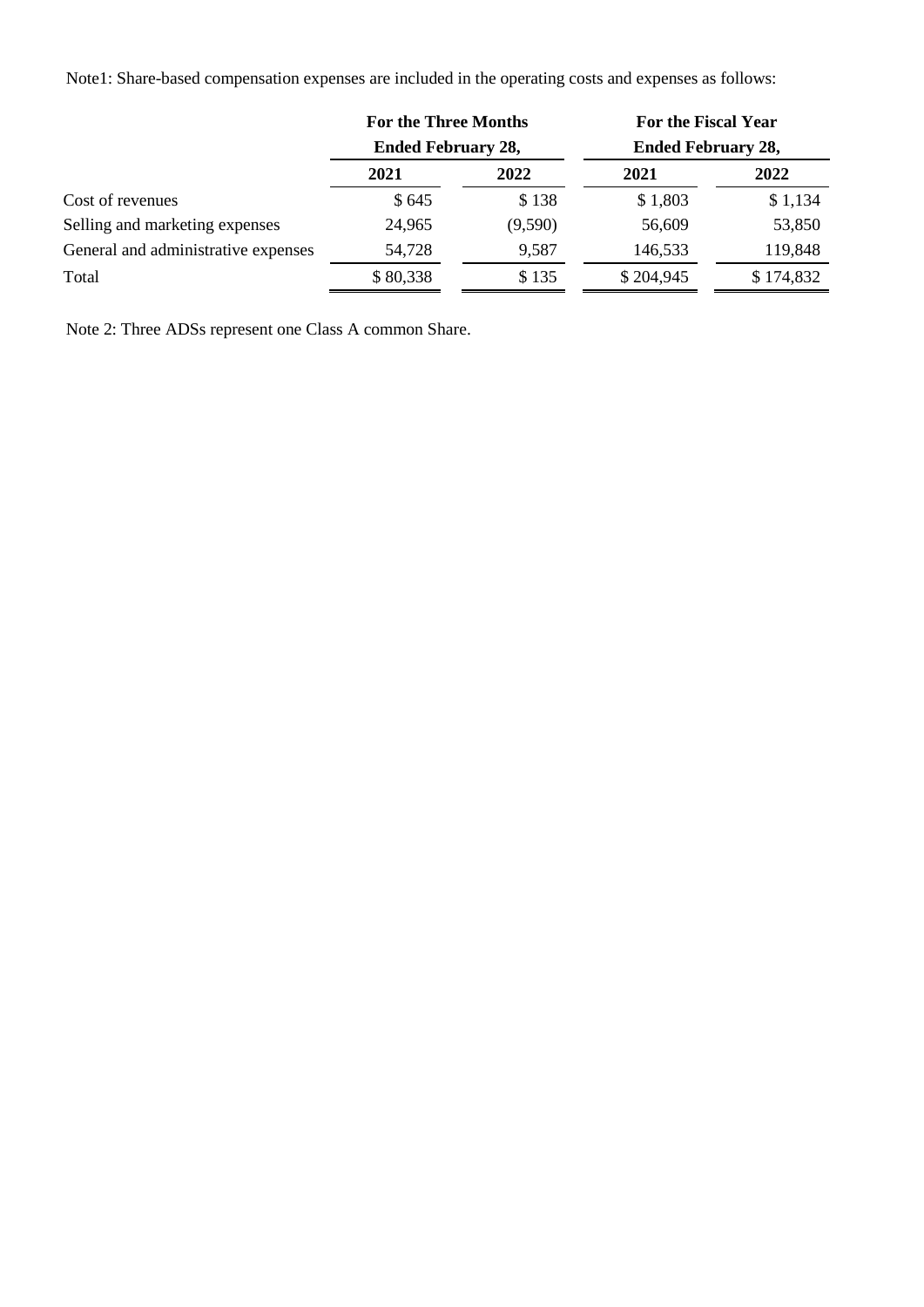Note1: Share-based compensation expenses are included in the operating costs and expenses as follows:

| | For the Three Months Ended February 28, | | For the Fiscal Year Ended February 28, | |
|---|---|---|---|---|
| | 2021 | 2022 | 2021 | 2022 |
| Cost of revenues | $ 645 | $ 138 | $ 1,803 | $ 1,134 |
| Selling and marketing expenses | 24,965 | (9,590) | 56,609 | 53,850 |
| General and administrative expenses | 54,728 | 9,587 | 146,533 | 119,848 |
| Total | $ 80,338 | $ 135 | $ 204,945 | $ 174,832 |

Note 2: Three ADSs represent one Class A common Share.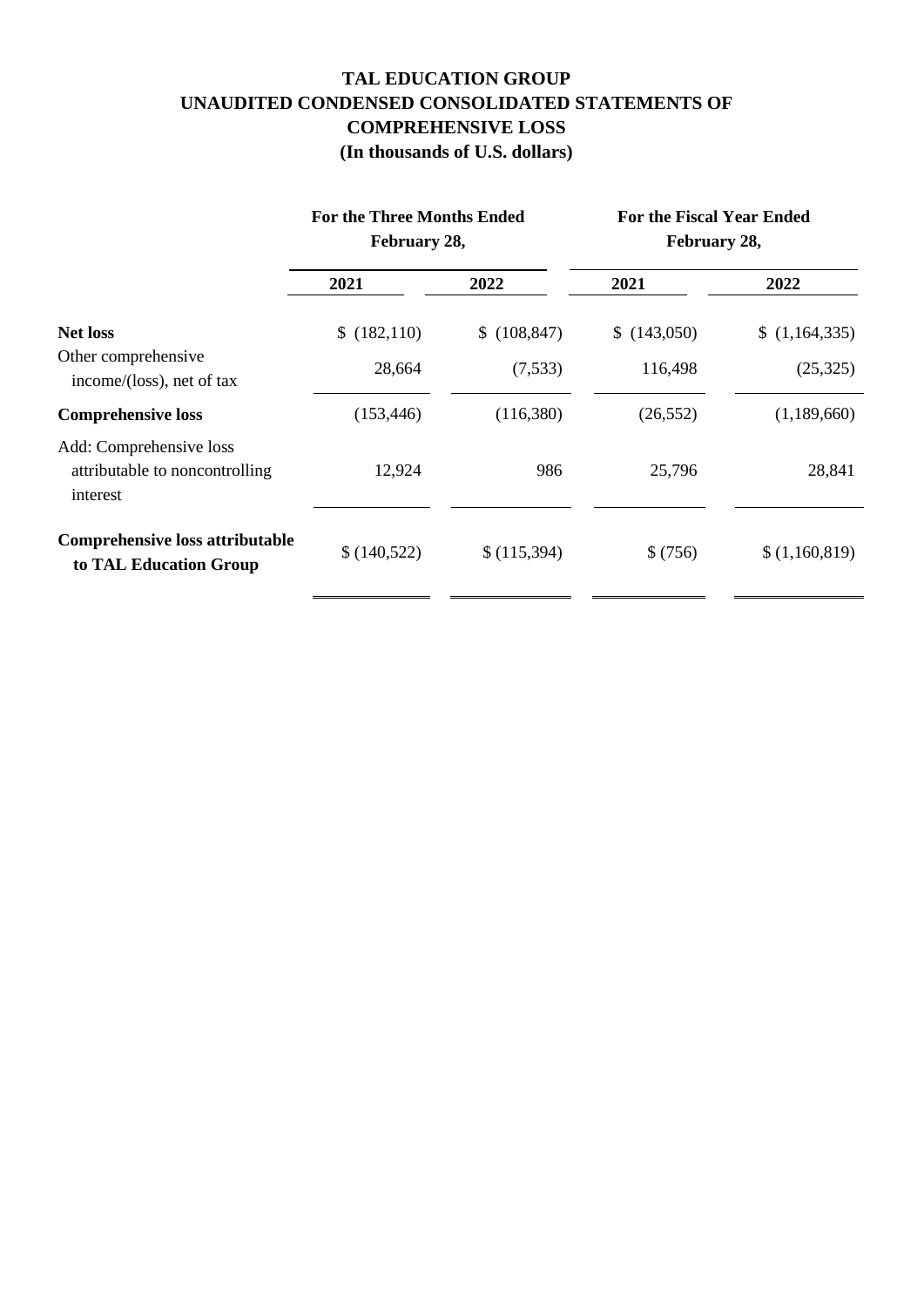# TAL EDUCATION GROUP
## UNAUDITED CONDENSED CONSOLIDATED STATEMENTS OF COMPREHENSIVE LOSS
### (In thousands of U.S. dollars)

| | For the Three Months Ended February 28, | | For the Fiscal Year Ended February 28, | |
|---|---|---|---|---|
| | 2021 | 2022 | 2021 | 2022 |
| **Net loss** | $ (182,110) | $ (108,847) | $ (143,050) | $ (1,164,335) |
| Other comprehensive income/(loss), net of tax | 28,664 | (7,533) | 116,498 | (25,325) |
| **Comprehensive loss** | (153,446) | (116,380) | (26,552) | (1,189,660) |
| Add: Comprehensive loss attributable to noncontrolling interest | 12,924 | 986 | 25,796 | 28,841 |
| **Comprehensive loss attributable to TAL Education Group** | $ (140,522) | $ (115,394) | $ (756) | $ (1,160,819) |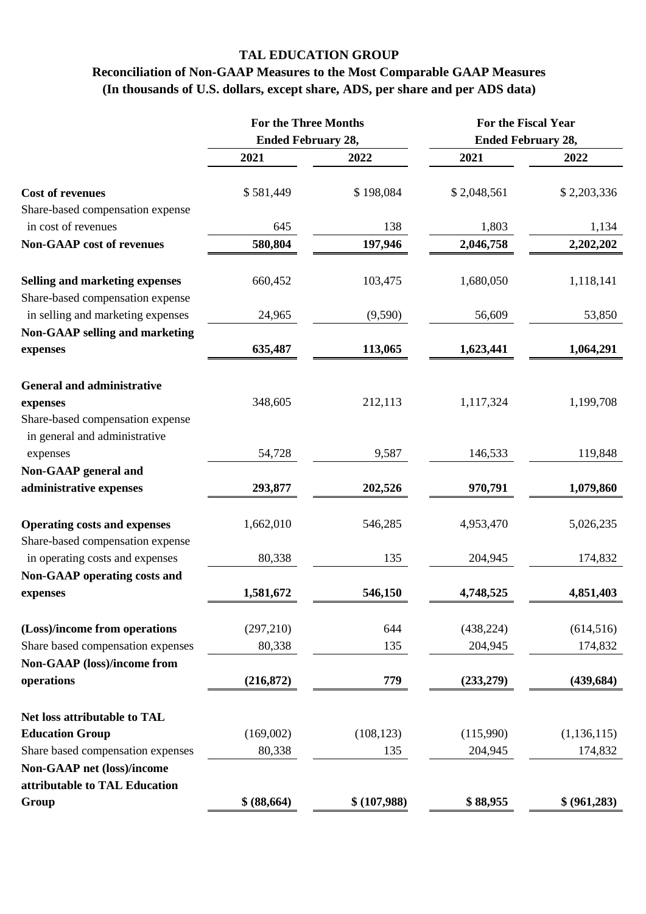# TAL EDUCATION GROUP

## Reconciliation of Non-GAAP Measures to the Most Comparable GAAP Measures

### (In thousands of U.S. dollars, except share, ADS, per share and per ADS data)

| | For the Three Months Ended February 28, | | For the Fiscal Year Ended February 28, | |
|---|---|---|---|---|
| | 2021 | 2022 | 2021 | 2022 |
| **Cost of revenues** | $ 581,449 | $ 198,084 | $ 2,048,561 | $ 2,203,336 |
| Share-based compensation expense in cost of revenues | 645 | 138 | 1,803 | 1,134 |
| **Non-GAAP cost of revenues** | **580,804** | **197,946** | **2,046,758** | **2,202,202** |
| **Selling and marketing expenses** | 660,452 | 103,475 | 1,680,050 | 1,118,141 |
| Share-based compensation expense in selling and marketing expenses | 24,965 | (9,590) | 56,609 | 53,850 |
| **Non-GAAP selling and marketing expenses** | **635,487** | **113,065** | **1,623,441** | **1,064,291** |
| **General and administrative expenses** | 348,605 | 212,113 | 1,117,324 | 1,199,708 |
| Share-based compensation expense in general and administrative expenses | 54,728 | 9,587 | 146,533 | 119,848 |
| **Non-GAAP general and administrative expenses** | **293,877** | **202,526** | **970,791** | **1,079,860** |
| **Operating costs and expenses** | 1,662,010 | 546,285 | 4,953,470 | 5,026,235 |
| Share-based compensation expense in operating costs and expenses | 80,338 | 135 | 204,945 | 174,832 |
| **Non-GAAP operating costs and expenses** | **1,581,672** | **546,150** | **4,748,525** | **4,851,403** |
| **(Loss)/income from operations** | (297,210) | 644 | (438,224) | (614,516) |
| Share based compensation expenses | 80,338 | 135 | 204,945 | 174,832 |
| **Non-GAAP (loss)/income from operations** | **(216,872)** | **779** | **(233,279)** | **(439,684)** |
| **Net loss attributable to TAL Education Group** | (169,002) | (108,123) | (115,990) | (1,136,115) |
| Share based compensation expenses | 80,338 | 135 | 204,945 | 174,832 |
| **Non-GAAP net (loss)/income attributable to TAL Education Group** | **$ (88,664)** | **$ (107,988)** | **$ 88,955** | **$ (961,283)** |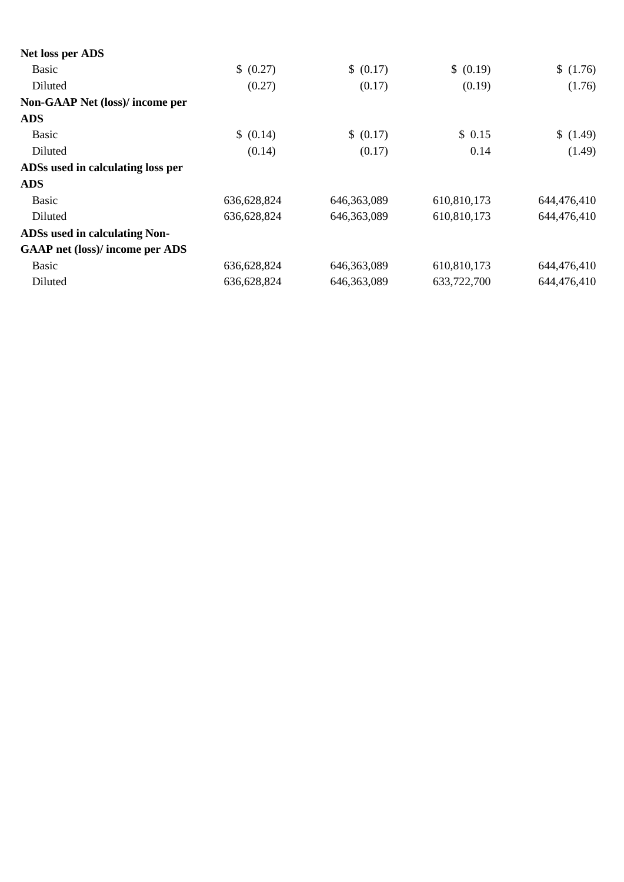| | | | | |
|---|---|---|---|---|
| **Net loss per ADS** | | | | |
| Basic | $ (0.27) | $ (0.17) | $ (0.19) | $ (1.76) |
| Diluted | (0.27) | (0.17) | (0.19) | (1.76) |
| **Non-GAAP Net (loss)/ income per ADS** | | | | |
| Basic | $ (0.14) | $ (0.17) | $ 0.15 | $ (1.49) |
| Diluted | (0.14) | (0.17) | 0.14 | (1.49) |
| **ADSs used in calculating loss per ADS** | | | | |
| Basic | 636,628,824 | 646,363,089 | 610,810,173 | 644,476,410 |
| Diluted | 636,628,824 | 646,363,089 | 610,810,173 | 644,476,410 |
| **ADSs used in calculating Non-GAAP net (loss)/ income per ADS** | | | | |
| Basic | 636,628,824 | 646,363,089 | 610,810,173 | 644,476,410 |
| Diluted | 636,628,824 | 646,363,089 | 633,722,700 | 644,476,410 |